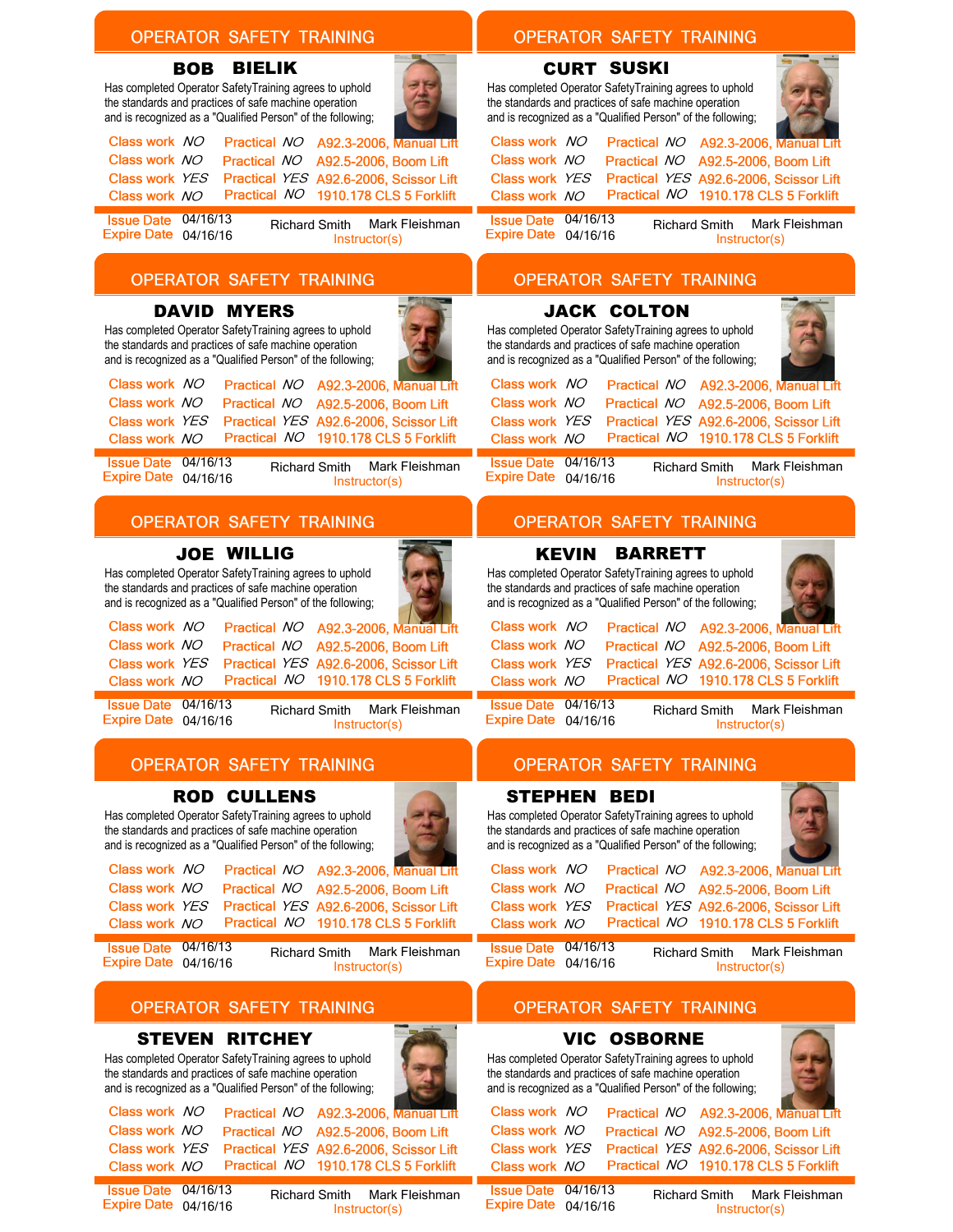## OPERATOR SAFETY TRAINING

### BOB BIELIK

Has completed Operator SafetyTraining agrees to uphold the standards and practices of safe machine operation and is recognized as a "Qualified Person" of the following;

| Class work | | Practical | | |
|---|---|---|---|---|
| Class work | NO | Practical | NO | A92.3-2006, Manual Lift |
| Class work | NO | Practical | NO | A92.5-2006, Boom Lift |
| Class work | YES | Practical | YES | A92.6-2006, Scissor Lift |
| Class work | NO | Practical | NO | 1910.178 CLS 5 Forklift |

Issue Date 04/16/13
Expire Date 04/16/16

Richard Smith  Mark Fleishman
Instructor(s)

## OPERATOR SAFETY TRAINING

### CURT SUSKI

Has completed Operator SafetyTraining agrees to uphold the standards and practices of safe machine operation and is recognized as a "Qualified Person" of the following;

| Class work | | Practical | | |
|---|---|---|---|---|
| Class work | NO | Practical | NO | A92.3-2006, Manual Lift |
| Class work | NO | Practical | NO | A92.5-2006, Boom Lift |
| Class work | YES | Practical | YES | A92.6-2006, Scissor Lift |
| Class work | NO | Practical | NO | 1910.178 CLS 5 Forklift |

Issue Date 04/16/13
Expire Date 04/16/16

Richard Smith  Mark Fleishman
Instructor(s)

## OPERATOR SAFETY TRAINING

### DAVID MYERS

Has completed Operator SafetyTraining agrees to uphold the standards and practices of safe machine operation and is recognized as a "Qualified Person" of the following;

| Class work | | Practical | | |
|---|---|---|---|---|
| Class work | NO | Practical | NO | A92.3-2006, Manual Lift |
| Class work | NO | Practical | NO | A92.5-2006, Boom Lift |
| Class work | YES | Practical | YES | A92.6-2006, Scissor Lift |
| Class work | NO | Practical | NO | 1910.178 CLS 5 Forklift |

Issue Date 04/16/13
Expire Date 04/16/16

Richard Smith  Mark Fleishman
Instructor(s)

## OPERATOR SAFETY TRAINING

### JACK COLTON

Has completed Operator SafetyTraining agrees to uphold the standards and practices of safe machine operation and is recognized as a "Qualified Person" of the following;

| Class work | | Practical | | |
|---|---|---|---|---|
| Class work | NO | Practical | NO | A92.3-2006, Manual Lift |
| Class work | NO | Practical | NO | A92.5-2006, Boom Lift |
| Class work | YES | Practical | YES | A92.6-2006, Scissor Lift |
| Class work | NO | Practical | NO | 1910.178 CLS 5 Forklift |

Issue Date 04/16/13
Expire Date 04/16/16

Richard Smith  Mark Fleishman
Instructor(s)

## OPERATOR SAFETY TRAINING

### JOE WILLIG

Has completed Operator SafetyTraining agrees to uphold the standards and practices of safe machine operation and is recognized as a "Qualified Person" of the following;

| Class work | | Practical | | |
|---|---|---|---|---|
| Class work | NO | Practical | NO | A92.3-2006, Manual Lift |
| Class work | NO | Practical | NO | A92.5-2006, Boom Lift |
| Class work | YES | Practical | YES | A92.6-2006, Scissor Lift |
| Class work | NO | Practical | NO | 1910.178 CLS 5 Forklift |

Issue Date 04/16/13
Expire Date 04/16/16

Richard Smith  Mark Fleishman
Instructor(s)

## OPERATOR SAFETY TRAINING

### KEVIN BARRETT

Has completed Operator SafetyTraining agrees to uphold the standards and practices of safe machine operation and is recognized as a "Qualified Person" of the following;

| Class work | | Practical | | |
|---|---|---|---|---|
| Class work | NO | Practical | NO | A92.3-2006, Manual Lift |
| Class work | NO | Practical | NO | A92.5-2006, Boom Lift |
| Class work | YES | Practical | YES | A92.6-2006, Scissor Lift |
| Class work | NO | Practical | NO | 1910.178 CLS 5 Forklift |

Issue Date 04/16/13
Expire Date 04/16/16

Richard Smith  Mark Fleishman
Instructor(s)

## OPERATOR SAFETY TRAINING

### ROD CULLENS

Has completed Operator SafetyTraining agrees to uphold the standards and practices of safe machine operation and is recognized as a "Qualified Person" of the following;

| Class work | | Practical | | |
|---|---|---|---|---|
| Class work | NO | Practical | NO | A92.3-2006, Manual Lift |
| Class work | NO | Practical | NO | A92.5-2006, Boom Lift |
| Class work | YES | Practical | YES | A92.6-2006, Scissor Lift |
| Class work | NO | Practical | NO | 1910.178 CLS 5 Forklift |

Issue Date 04/16/13
Expire Date 04/16/16

Richard Smith  Mark Fleishman
Instructor(s)

## OPERATOR SAFETY TRAINING

### STEPHEN BEDI

Has completed Operator SafetyTraining agrees to uphold the standards and practices of safe machine operation and is recognized as a "Qualified Person" of the following;

| Class work | | Practical | | |
|---|---|---|---|---|
| Class work | NO | Practical | NO | A92.3-2006, Manual Lift |
| Class work | NO | Practical | NO | A92.5-2006, Boom Lift |
| Class work | YES | Practical | YES | A92.6-2006, Scissor Lift |
| Class work | NO | Practical | NO | 1910.178 CLS 5 Forklift |

Issue Date 04/16/13
Expire Date 04/16/16

Richard Smith  Mark Fleishman
Instructor(s)

## OPERATOR SAFETY TRAINING

### STEVEN RITCHEY

Has completed Operator SafetyTraining agrees to uphold the standards and practices of safe machine operation and is recognized as a "Qualified Person" of the following;

| Class work | | Practical | | |
|---|---|---|---|---|
| Class work | NO | Practical | NO | A92.3-2006, Manual Lift |
| Class work | NO | Practical | NO | A92.5-2006, Boom Lift |
| Class work | YES | Practical | YES | A92.6-2006, Scissor Lift |
| Class work | NO | Practical | NO | 1910.178 CLS 5 Forklift |

Issue Date 04/16/13
Expire Date 04/16/16

Richard Smith  Mark Fleishman
Instructor(s)

## OPERATOR SAFETY TRAINING

### VIC OSBORNE

Has completed Operator SafetyTraining agrees to uphold the standards and practices of safe machine operation and is recognized as a "Qualified Person" of the following;

| Class work | | Practical | | |
|---|---|---|---|---|
| Class work | NO | Practical | NO | A92.3-2006, Manual Lift |
| Class work | NO | Practical | NO | A92.5-2006, Boom Lift |
| Class work | YES | Practical | YES | A92.6-2006, Scissor Lift |
| Class work | NO | Practical | NO | 1910.178 CLS 5 Forklift |

Issue Date 04/16/13
Expire Date 04/16/16

Richard Smith  Mark Fleishman
Instructor(s)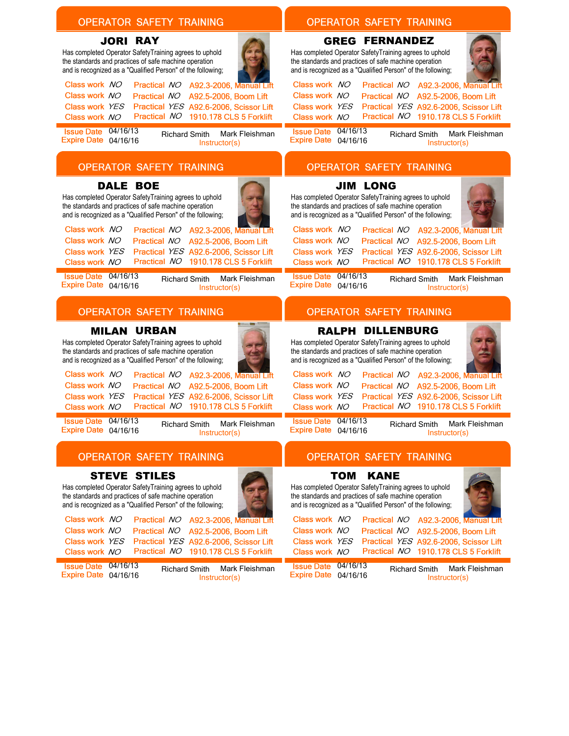## OPERATOR SAFETY TRAINING

### JORI RAY

Has completed Operator SafetyTraining agrees to uphold the standards and practices of safe machine operation and is recognized as a "Qualified Person" of the following;

| | | |
|---|---|---|
| Class work *NO* | Practical *NO* | A92.3-2006, Manual Lift |
| Class work *NO* | Practical *NO* | A92.5-2006, Boom Lift |
| Class work *YES* | Practical *YES* | A92.6-2006, Scissor Lift |
| Class work *NO* | Practical *NO* | 1910.178 CLS 5 Forklift |

Issue Date 04/16/13
Expire Date 04/16/16

Richard Smith Mark Fleishman
Instructor(s)

## OPERATOR SAFETY TRAINING

### GREG FERNANDEZ

Has completed Operator SafetyTraining agrees to uphold the standards and practices of safe machine operation and is recognized as a "Qualified Person" of the following;

| | | |
|---|---|---|
| Class work *NO* | Practical *NO* | A92.3-2006, Manual Lift |
| Class work *NO* | Practical *NO* | A92.5-2006, Boom Lift |
| Class work *YES* | Practical *YES* | A92.6-2006, Scissor Lift |
| Class work *NO* | Practical *NO* | 1910.178 CLS 5 Forklift |

Issue Date 04/16/13
Expire Date 04/16/16

Richard Smith Mark Fleishman
Instructor(s)

## OPERATOR SAFETY TRAINING

### DALE BOE

Has completed Operator SafetyTraining agrees to uphold the standards and practices of safe machine operation and is recognized as a "Qualified Person" of the following;

| | | |
|---|---|---|
| Class work *NO* | Practical *NO* | A92.3-2006, Manual Lift |
| Class work *NO* | Practical *NO* | A92.5-2006, Boom Lift |
| Class work *YES* | Practical *YES* | A92.6-2006, Scissor Lift |
| Class work *NO* | Practical *NO* | 1910.178 CLS 5 Forklift |

Issue Date 04/16/13
Expire Date 04/16/16

Richard Smith Mark Fleishman
Instructor(s)

## OPERATOR SAFETY TRAINING

### JIM LONG

Has completed Operator SafetyTraining agrees to uphold the standards and practices of safe machine operation and is recognized as a "Qualified Person" of the following;

| | | |
|---|---|---|
| Class work *NO* | Practical *NO* | A92.3-2006, Manual Lift |
| Class work *NO* | Practical *NO* | A92.5-2006, Boom Lift |
| Class work *YES* | Practical *YES* | A92.6-2006, Scissor Lift |
| Class work *NO* | Practical *NO* | 1910.178 CLS 5 Forklift |

Issue Date 04/16/13
Expire Date 04/16/16

Richard Smith Mark Fleishman
Instructor(s)

## OPERATOR SAFETY TRAINING

### MILAN URBAN

Has completed Operator SafetyTraining agrees to uphold the standards and practices of safe machine operation and is recognized as a "Qualified Person" of the following;

| | | |
|---|---|---|
| Class work *NO* | Practical *NO* | A92.3-2006, Manual Lift |
| Class work *NO* | Practical *NO* | A92.5-2006, Boom Lift |
| Class work *YES* | Practical *YES* | A92.6-2006, Scissor Lift |
| Class work *NO* | Practical *NO* | 1910.178 CLS 5 Forklift |

Issue Date 04/16/13
Expire Date 04/16/16

Richard Smith Mark Fleishman
Instructor(s)

## OPERATOR SAFETY TRAINING

### RALPH DILLENBURG

Has completed Operator SafetyTraining agrees to uphold the standards and practices of safe machine operation and is recognized as a "Qualified Person" of the following;

| | | |
|---|---|---|
| Class work *NO* | Practical *NO* | A92.3-2006, Manual Lift |
| Class work *NO* | Practical *NO* | A92.5-2006, Boom Lift |
| Class work *YES* | Practical *YES* | A92.6-2006, Scissor Lift |
| Class work *NO* | Practical *NO* | 1910.178 CLS 5 Forklift |

Issue Date 04/16/13
Expire Date 04/16/16

Richard Smith Mark Fleishman
Instructor(s)

## OPERATOR SAFETY TRAINING

### STEVE STILES

Has completed Operator SafetyTraining agrees to uphold the standards and practices of safe machine operation and is recognized as a "Qualified Person" of the following;

| | | |
|---|---|---|
| Class work *NO* | Practical *NO* | A92.3-2006, Manual Lift |
| Class work *NO* | Practical *NO* | A92.5-2006, Boom Lift |
| Class work *YES* | Practical *YES* | A92.6-2006, Scissor Lift |
| Class work *NO* | Practical *NO* | 1910.178 CLS 5 Forklift |

Issue Date 04/16/13
Expire Date 04/16/16

Richard Smith Mark Fleishman
Instructor(s)

## OPERATOR SAFETY TRAINING

### TOM KANE

Has completed Operator SafetyTraining agrees to uphold the standards and practices of safe machine operation and is recognized as a "Qualified Person" of the following;

| | | |
|---|---|---|
| Class work *NO* | Practical *NO* | A92.3-2006, Manual Lift |
| Class work *NO* | Practical *NO* | A92.5-2006, Boom Lift |
| Class work *YES* | Practical *YES* | A92.6-2006, Scissor Lift |
| Class work *NO* | Practical *NO* | 1910.178 CLS 5 Forklift |

Issue Date 04/16/13
Expire Date 04/16/16

Richard Smith Mark Fleishman
Instructor(s)